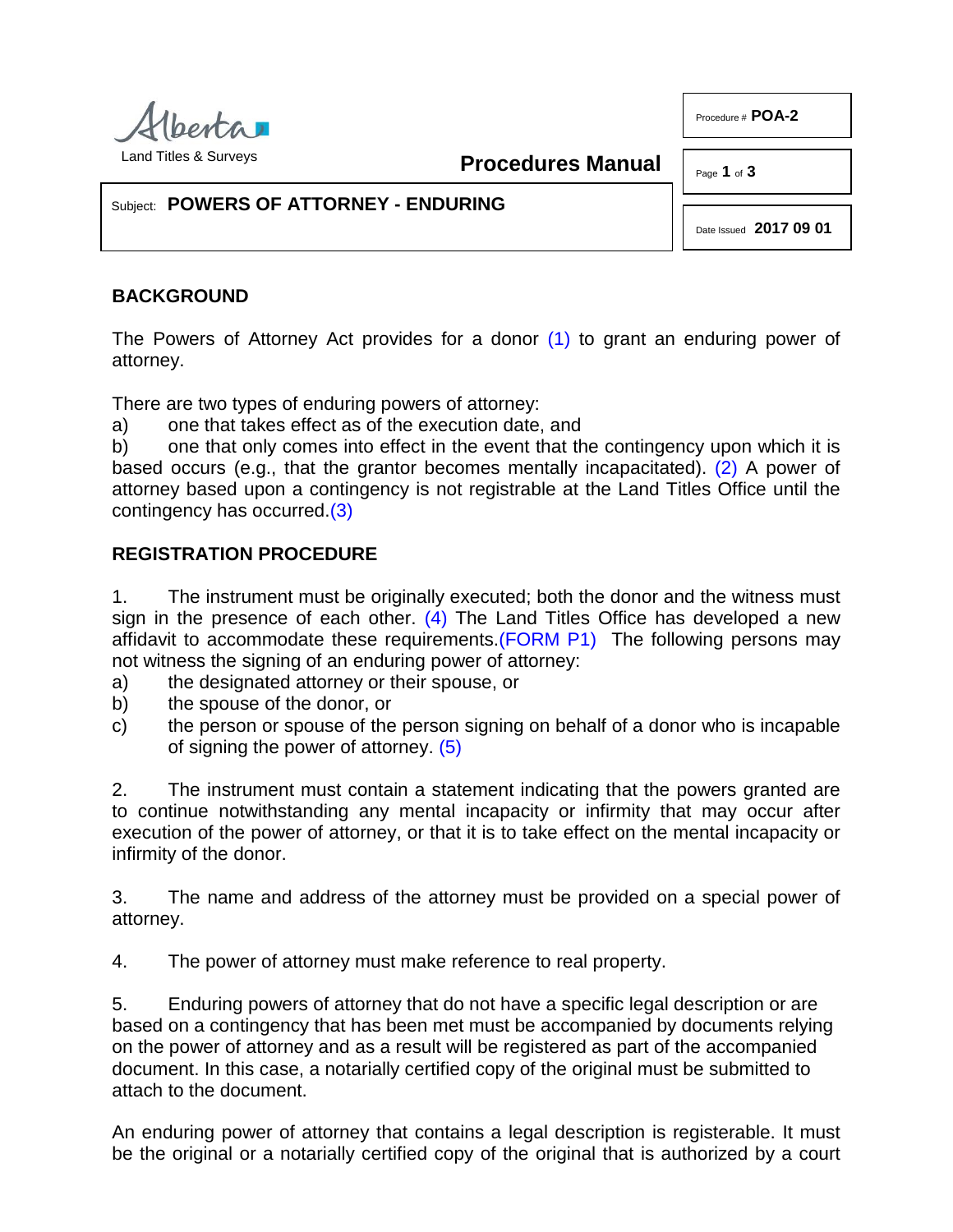Alberta Land Titles & Surveys

**Procedures Manual**

Procedure # **POA-2**

Date Issued **2017 09 01**

Subject: **POWERS OF ATTORNEY - ENDURING**

## BACKGROUND

The Powers of Attorney Act provides for a donor (1) to grant an enduring power of attorney.

There are two types of enduring powers of attorney:

a) one that takes effect as of the execution date, and

b) one that only comes into effect in the event that the contingency upon which it is based occurs (e.g., that the grantor becomes mentally incapacitated). (2) A power of attorney based upon a contingency is not registrable at the Land Titles Office until the contingency has occurred.(3)

## REGISTRATION PROCEDURE

1. The instrument must be originally executed; both the donor and the witness must sign in the presence of each other. (4) The Land Titles Office has developed a new affidavit to accommodate these requirements.(FORM P1) The following persons may not witness the signing of an enduring power of attorney:

   a) the designated attorney or their spouse, or

   b) the spouse of the donor, or

   c) the person or spouse of the person signing on behalf of a donor who is incapable of signing the power of attorney. (5)

2. The instrument must contain a statement indicating that the powers granted are to continue notwithstanding any mental incapacity or infirmity that may occur after execution of the power of attorney, or that it is to take effect on the mental incapacity or infirmity of the donor.

3. The name and address of the attorney must be provided on a special power of attorney.

4. The power of attorney must make reference to real property.

5. Enduring powers of attorney that do not have a specific legal description or are based on a contingency that has been met must be accompanied by documents relying on the power of attorney and as a result will be registered as part of the accompanied document. In this case, a notarially certified copy of the original must be submitted to attach to the document.

An enduring power of attorney that contains a legal description is registerable. It must be the original or a notarially certified copy of the original that is authorized by a court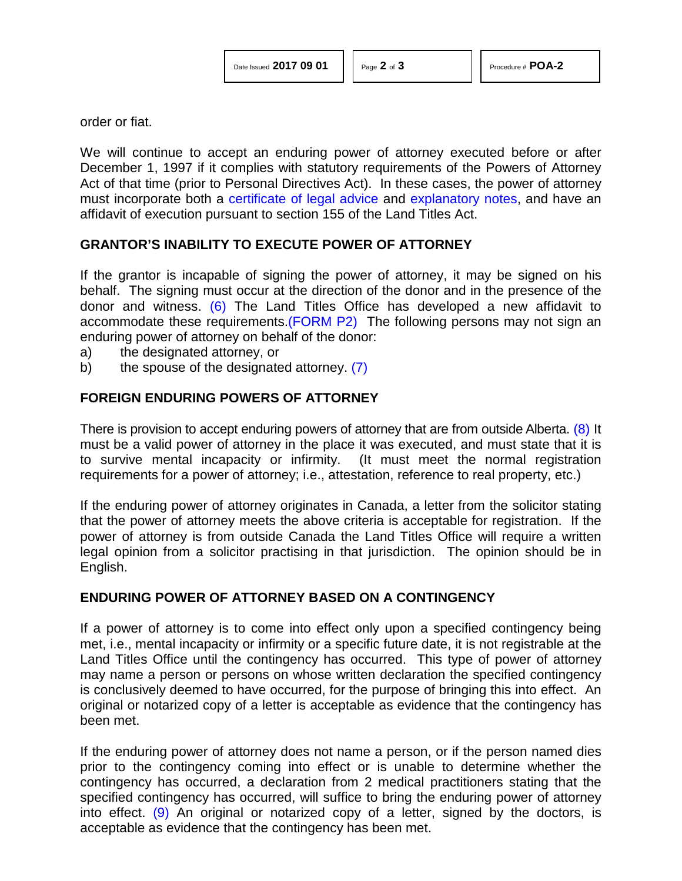order or fiat.

We will continue to accept an enduring power of attorney executed before or after December 1, 1997 if it complies with statutory requirements of the Powers of Attorney Act of that time (prior to Personal Directives Act). In these cases, the power of attorney must incorporate both a certificate of legal advice and explanatory notes, and have an affidavit of execution pursuant to section 155 of the Land Titles Act.

## GRANTOR'S INABILITY TO EXECUTE POWER OF ATTORNEY

If the grantor is incapable of signing the power of attorney, it may be signed on his behalf. The signing must occur at the direction of the donor and in the presence of the donor and witness. (6) The Land Titles Office has developed a new affidavit to accommodate these requirements.(FORM P2) The following persons may not sign an enduring power of attorney on behalf of the donor:

a) the designated attorney, or
b) the spouse of the designated attorney. (7)

## FOREIGN ENDURING POWERS OF ATTORNEY

There is provision to accept enduring powers of attorney that are from outside Alberta. (8) It must be a valid power of attorney in the place it was executed, and must state that it is to survive mental incapacity or infirmity. (It must meet the normal registration requirements for a power of attorney; i.e., attestation, reference to real property, etc.)

If the enduring power of attorney originates in Canada, a letter from the solicitor stating that the power of attorney meets the above criteria is acceptable for registration. If the power of attorney is from outside Canada the Land Titles Office will require a written legal opinion from a solicitor practising in that jurisdiction. The opinion should be in English.

## ENDURING POWER OF ATTORNEY BASED ON A CONTINGENCY

If a power of attorney is to come into effect only upon a specified contingency being met, i.e., mental incapacity or infirmity or a specific future date, it is not registrable at the Land Titles Office until the contingency has occurred. This type of power of attorney may name a person or persons on whose written declaration the specified contingency is conclusively deemed to have occurred, for the purpose of bringing this into effect. An original or notarized copy of a letter is acceptable as evidence that the contingency has been met.

If the enduring power of attorney does not name a person, or if the person named dies prior to the contingency coming into effect or is unable to determine whether the contingency has occurred, a declaration from 2 medical practitioners stating that the specified contingency has occurred, will suffice to bring the enduring power of attorney into effect. (9) An original or notarized copy of a letter, signed by the doctors, is acceptable as evidence that the contingency has been met.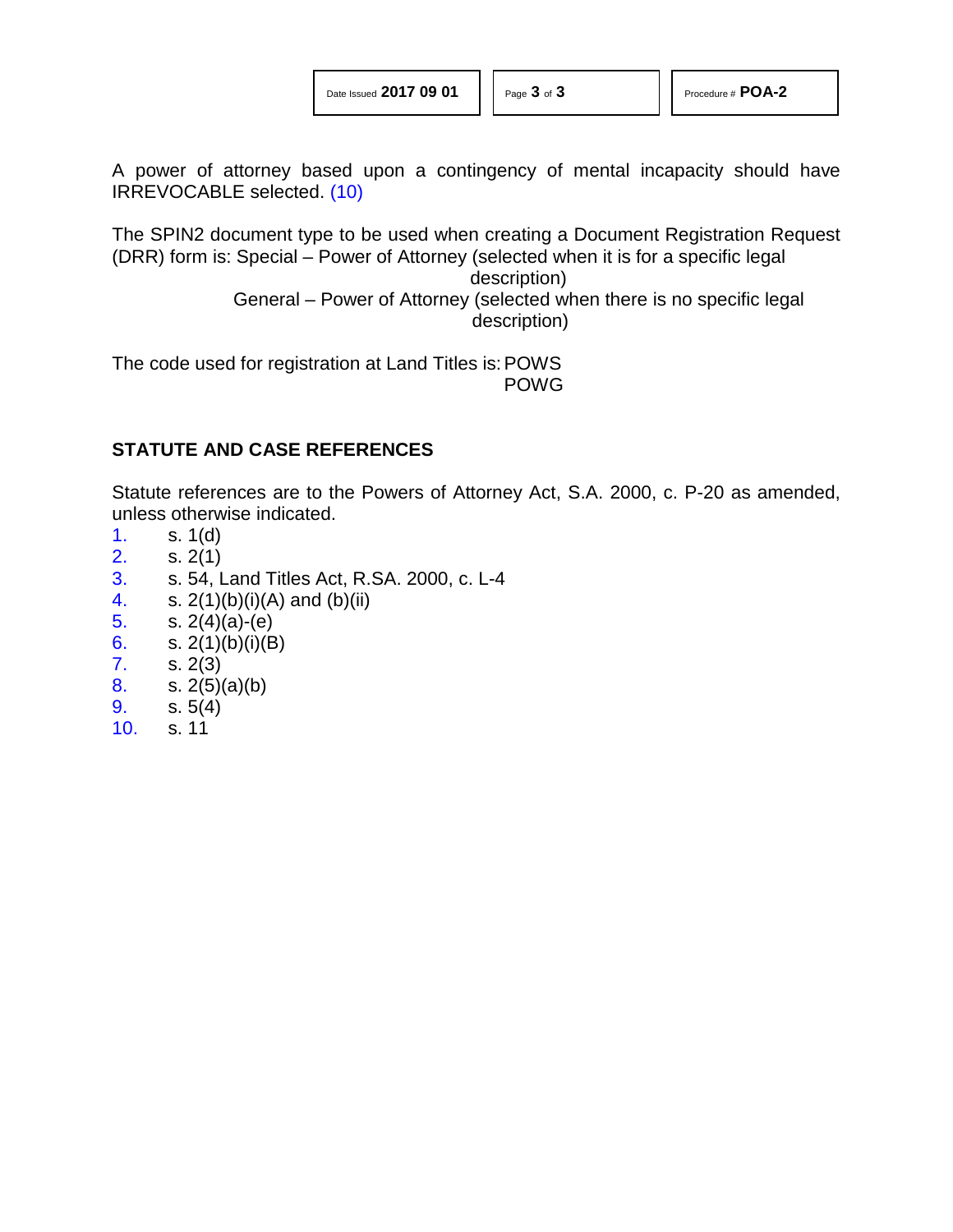A power of attorney based upon a contingency of mental incapacity should have IRREVOCABLE selected. (10)

The SPIN2 document type to be used when creating a Document Registration Request (DRR) form is: Special – Power of Attorney (selected when it is for a specific legal description)
General – Power of Attorney (selected when there is no specific legal description)

The code used for registration at Land Titles is: POWS
POWG

## STATUTE AND CASE REFERENCES

Statute references are to the Powers of Attorney Act, S.A. 2000, c. P-20 as amended, unless otherwise indicated.

1. s. 1(d)
2. s. 2(1)
3. s. 54, Land Titles Act, R.SA. 2000, c. L-4
4. s. 2(1)(b)(i)(A) and (b)(ii)
5. s. 2(4)(a)-(e)
6. s. 2(1)(b)(i)(B)
7. s. 2(3)
8. s. 2(5)(a)(b)
9. s. 5(4)
10. s. 11